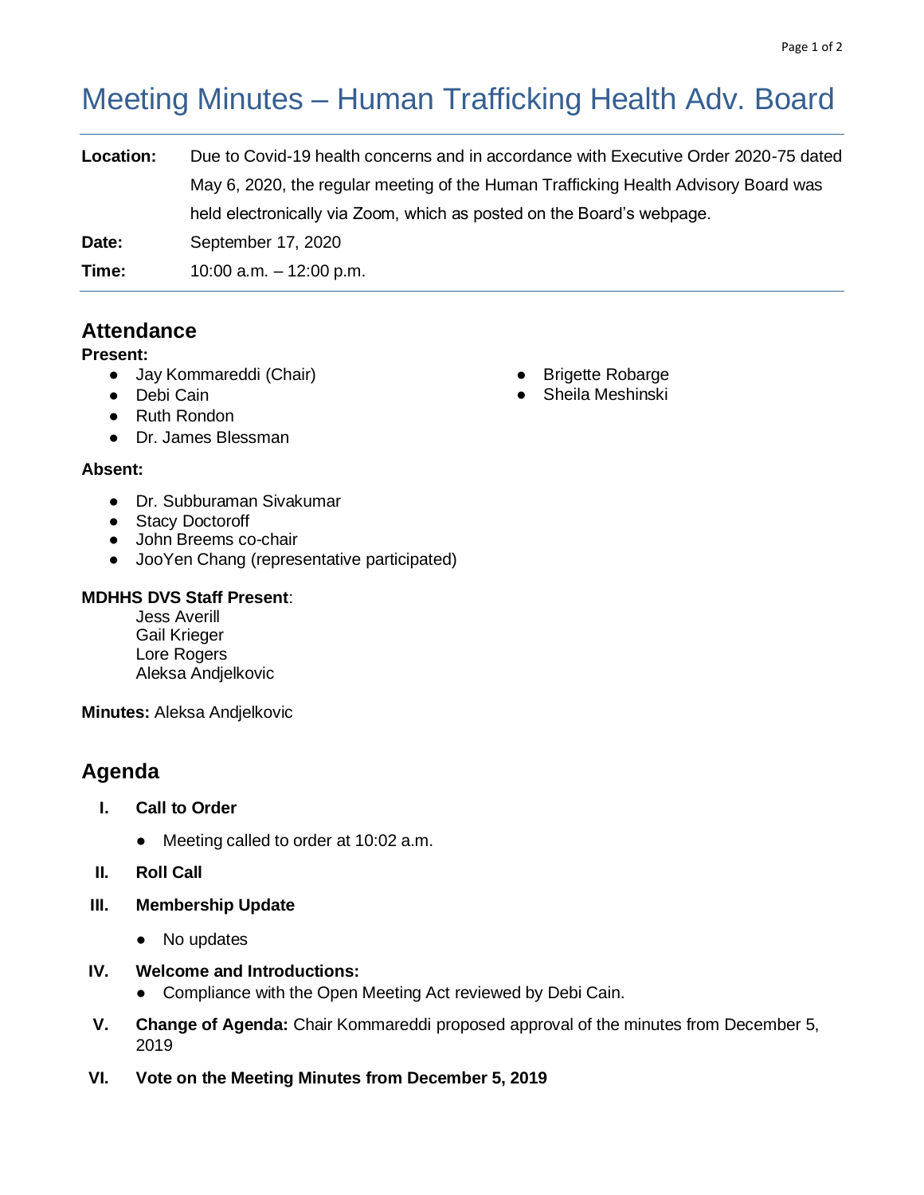# Meeting Minutes – Human Trafficking Health Adv. Board

**Location:** Due to Covid-19 health concerns and in accordance with Executive Order 2020-75 dated May 6, 2020, the regular meeting of the Human Trafficking Health Advisory Board was held electronically via Zoom, which as posted on the Board's webpage.

**Date:** September 17, 2020

**Time:** 10:00 a.m. – 12:00 p.m.

## Attendance

**Present:**

- Jay Kommareddi (Chair)
- Debi Cain
- Ruth Rondon
- Dr. James Blessman
- Brigette Robarge
- Sheila Meshinski

**Absent:**

- Dr. Subburaman Sivakumar
- Stacy Doctoroff
- John Breems co-chair
- JooYen Chang (representative participated)

**MDHHS DVS Staff Present**:

Jess Averill
Gail Krieger
Lore Rogers
Aleksa Andjelkovic

**Minutes:** Aleksa Andjelkovic

## Agenda

I. **Call to Order**
   - Meeting called to order at 10:02 a.m.

II. **Roll Call**

III. **Membership Update**
   - No updates

IV. **Welcome and Introductions:**
   - Compliance with the Open Meeting Act reviewed by Debi Cain.

V. **Change of Agenda:** Chair Kommareddi proposed approval of the minutes from December 5, 2019

VI. **Vote on the Meeting Minutes from December 5, 2019**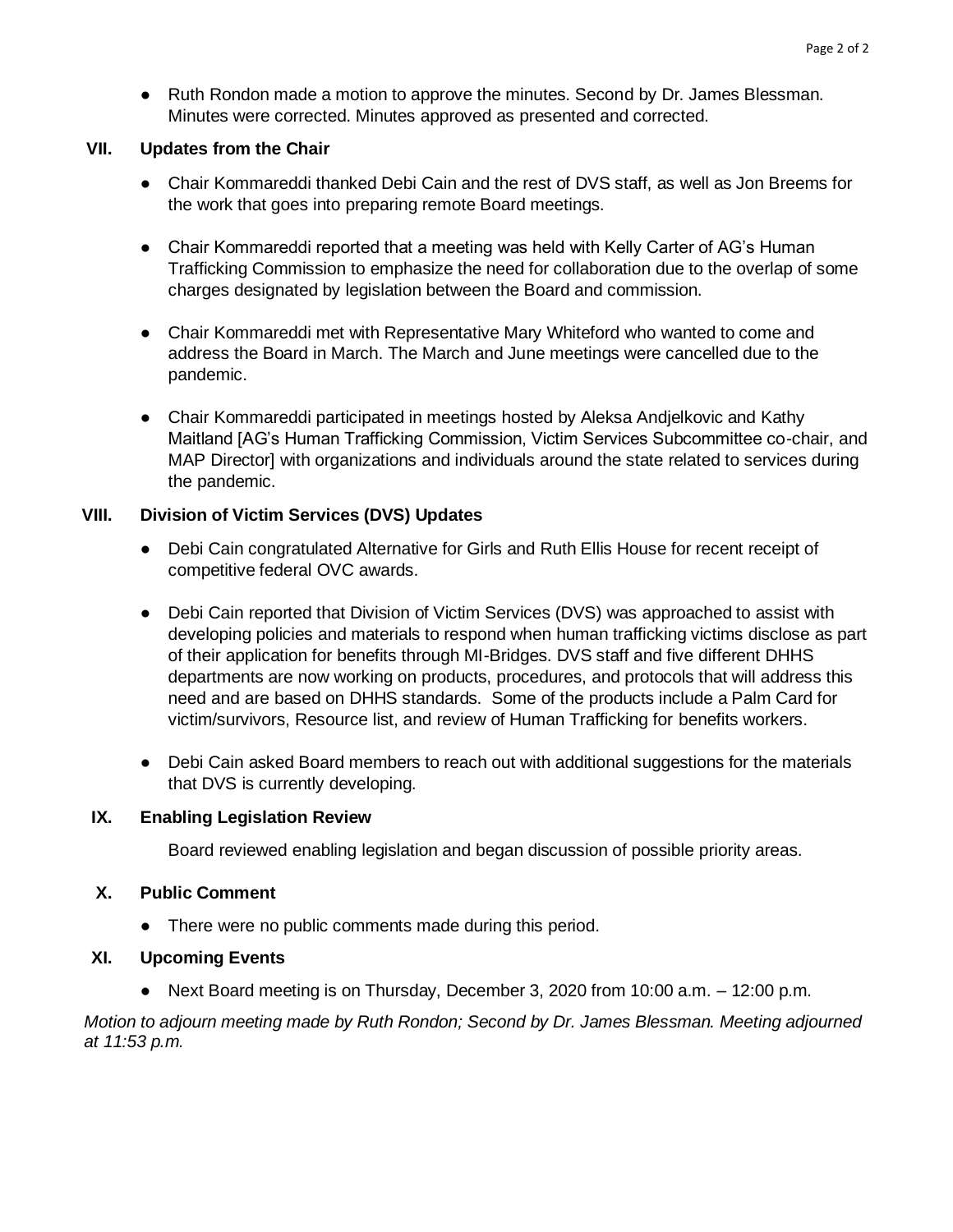- Ruth Rondon made a motion to approve the minutes. Second by Dr. James Blessman. Minutes were corrected. Minutes approved as presented and corrected.

## VII. Updates from the Chair

- Chair Kommareddi thanked Debi Cain and the rest of DVS staff, as well as Jon Breems for the work that goes into preparing remote Board meetings.
- Chair Kommareddi reported that a meeting was held with Kelly Carter of AG's Human Trafficking Commission to emphasize the need for collaboration due to the overlap of some charges designated by legislation between the Board and commission.
- Chair Kommareddi met with Representative Mary Whiteford who wanted to come and address the Board in March. The March and June meetings were cancelled due to the pandemic.
- Chair Kommareddi participated in meetings hosted by Aleksa Andjelkovic and Kathy Maitland [AG's Human Trafficking Commission, Victim Services Subcommittee co-chair, and MAP Director] with organizations and individuals around the state related to services during the pandemic.

## VIII. Division of Victim Services (DVS) Updates

- Debi Cain congratulated Alternative for Girls and Ruth Ellis House for recent receipt of competitive federal OVC awards.
- Debi Cain reported that Division of Victim Services (DVS) was approached to assist with developing policies and materials to respond when human trafficking victims disclose as part of their application for benefits through MI-Bridges. DVS staff and five different DHHS departments are now working on products, procedures, and protocols that will address this need and are based on DHHS standards. Some of the products include a Palm Card for victim/survivors, Resource list, and review of Human Trafficking for benefits workers.
- Debi Cain asked Board members to reach out with additional suggestions for the materials that DVS is currently developing.

## IX. Enabling Legislation Review

Board reviewed enabling legislation and began discussion of possible priority areas.

## X. Public Comment

- There were no public comments made during this period.

## XI. Upcoming Events

- Next Board meeting is on Thursday, December 3, 2020 from 10:00 a.m. – 12:00 p.m.

*Motion to adjourn meeting made by Ruth Rondon; Second by Dr. James Blessman. Meeting adjourned at 11:53 p.m.*